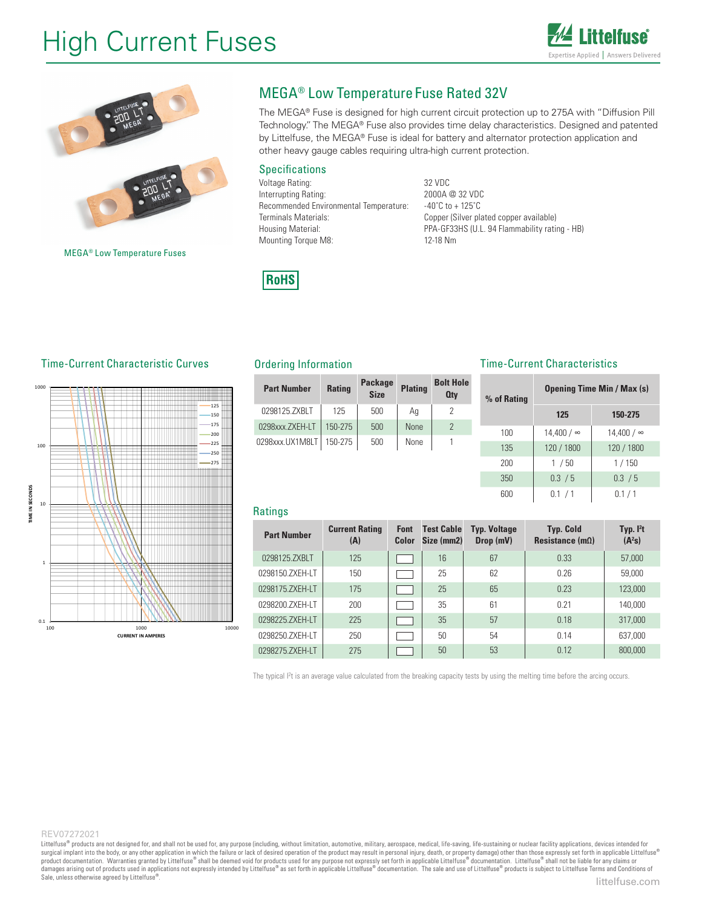# High Current Fuses

MEGA® Low Temperature Fuses

## MEGA® Low Temperature Fuse Rated 32V

The MEGA® Fuse is designed for high current circuit protection up to 275A with "Diffusion Pill Technology." The MEGA® Fuse also provides time delay characteristics. Designed and patented by Littelfuse, the MEGA® Fuse is ideal for battery and alternator protection application and other heavy gauge cables requiring ultra-high current protection.

### Specifications

| | |
|---|---|
| Voltage Rating: | 32 VDC |
| Interrupting Rating: | 2000A @ 32 VDC |
| Recommended Environmental Temperature: | -40˚C to + 125˚C |
| Terminals Materials: | Copper (Silver plated copper available) |
| Housing Material: | PPA-GF33HS (U.L. 94 Flammability rating - HB) |
| Mounting Torque M8: | 12-18 Nm |

RoHS

### Time-Current Characteristic Curves

TIME IN SECONDS vs CURRENT IN AMPERES (curves: 125, 150, 175, 200, 225, 250, 275)

### Ordering Information

| Part Number | Rating | Package Size | Plating | Bolt Hole Qty |
|---|---|---|---|---|
| 0298125.ZXBLT | 125 | 500 | Ag | 2 |
| 0298xxx.ZXEH-LT | 150-275 | 500 | None | 2 |
| 0298xxx.UX1M8LT | 150-275 | 500 | None | 1 |

### Time-Current Characteristics

| % of Rating | Opening Time Min / Max (s) | |
|---|---|---|
| | 125 | 150-275 |
| 100 | 14,400 / ∞ | 14,400 / ∞ |
| 135 | 120 / 1800 | 120 / 1800 |
| 200 | 1 / 50 | 1 / 150 |
| 350 | 0.3 / 5 | 0.3 / 5 |
| 600 | 0.1 / 1 | 0.1 / 1 |

### Ratings

| Part Number | Current Rating (A) | Font Color | Test Cable Size (mm2) | Typ. Voltage Drop (mV) | Typ. Cold Resistance (mΩ) | Typ. $I^2t$ ($A^2s$) |
|---|---|---|---|---|---|---|
| 0298125.ZXBLT | 125 | | 16 | 67 | 0.33 | 57,000 |
| 0298150.ZXEH-LT | 150 | | 25 | 62 | 0.26 | 59,000 |
| 0298175.ZXEH-LT | 175 | | 25 | 65 | 0.23 | 123,000 |
| 0298200.ZXEH-LT | 200 | | 35 | 61 | 0.21 | 140,000 |
| 0298225.ZXEH-LT | 225 | | 35 | 57 | 0.18 | 317,000 |
| 0298250.ZXEH-LT | 250 | | 50 | 54 | 0.14 | 637,000 |
| 0298275.ZXEH-LT | 275 | | 50 | 53 | 0.12 | 800,000 |

The typical $I^2t$ is an average value calculated from the breaking capacity tests by using the melting time before the arcing occurs.

REV07272021

Littelfuse® products are not designed for, and shall not be used for, any purpose (including, without limitation, automotive, military, aerospace, medical, life-saving, life-sustaining or nuclear facility applications, devices intended for surgical implant into the body, or any other application in which the failure or lack of desired operation of the product may result in personal injury, death, or property damage) other than those expressly set forth in applicable Littelfuse® product documentation. Warranties granted by Littelfuse® shall be deemed void for products used for any purpose not expressly set forth in applicable Littelfuse® documentation. Littelfuse® shall not be liable for any claims or damages arising out of products used in applications not expressly intended by Littelfuse® as set forth in applicable Littelfuse® documentation. The sale and use of Littelfuse® products is subject to Littelfuse Terms and Conditions of Sale, unless otherwise agreed by Littelfuse®.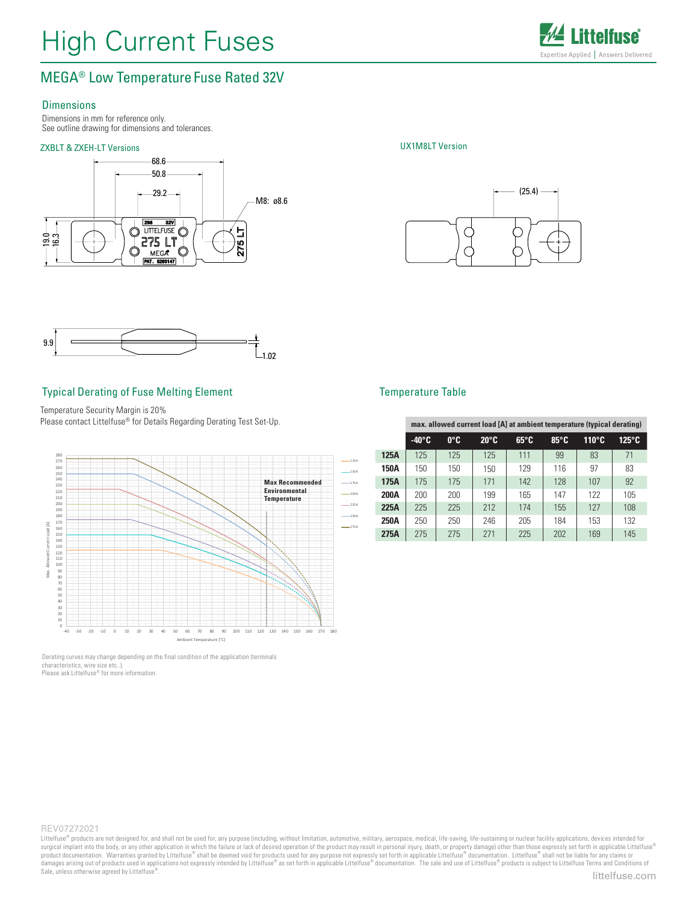# High Current Fuses

## MEGA® Low Temperature Fuse Rated 32V

### Dimensions

Dimensions in mm for reference only.
See outline drawing for dimensions and tolerances.

ZXBLT & ZXEH-LT Versions

68.6
50.8
29.2
M8: ø8.6
19.0
16.3
298 32V
LITTELFUSE
275 LT
MEGA
PAT. 5293147
275 LT

9.9
1.02

UX1M8LT Version

(25.4)

### Typical Derating of Fuse Melting Element

Temperature Security Margin is 20%
Please contact Littelfuse® for Details Regarding Derating Test Set-Up.

Max Recommended Environmental Temperature

Max. Allowed Current Load [A]
Ambient Temperature [°C]

125A
150A
175A
200A
225A
250A
275A

Derating curves may change depending on the final condition of the application (terminals characteristics, wire size etc..).
Please ask Littelfuse® for more information.

### Temperature Table

| | max. allowed current load [A] at ambient temperature (typical derating) | | | | | | |
|---|---|---|---|---|---|---|---|
| | -40°C | 0°C | 20°C | 65°C | 85°C | 110°C | 125°C |
| **125A** | 125 | 125 | 125 | 111 | 99 | 83 | 71 |
| **150A** | 150 | 150 | 150 | 129 | 116 | 97 | 83 |
| **175A** | 175 | 175 | 171 | 142 | 128 | 107 | 92 |
| **200A** | 200 | 200 | 199 | 165 | 147 | 122 | 105 |
| **225A** | 225 | 225 | 212 | 174 | 155 | 127 | 108 |
| **250A** | 250 | 250 | 246 | 205 | 184 | 153 | 132 |
| **275A** | 275 | 275 | 271 | 225 | 202 | 169 | 145 |

REV07272021

Littelfuse® products are not designed for, and shall not be used for, any purpose (including, without limitation, automotive, military, aerospace, medical, life-saving, life-sustaining or nuclear facility applications, devices intended for surgical implant into the body, or any other application in which the failure or lack of desired operation of the product may result in personal injury, death, or property damage) other than those expressly set forth in applicable Littelfuse® product documentation. Warranties granted by Littelfuse® shall be deemed void for products used for any purpose not expressly set forth in applicable Littelfuse® documentation. Littelfuse® shall not be liable for any claims or damages arising out of products used in applications not expressly intended by Littelfuse® as set forth in applicable Littelfuse® documentation. The sale and use of Littelfuse® products is subject to Littelfuse Terms and Conditions of Sale, unless otherwise agreed by Littelfuse®.